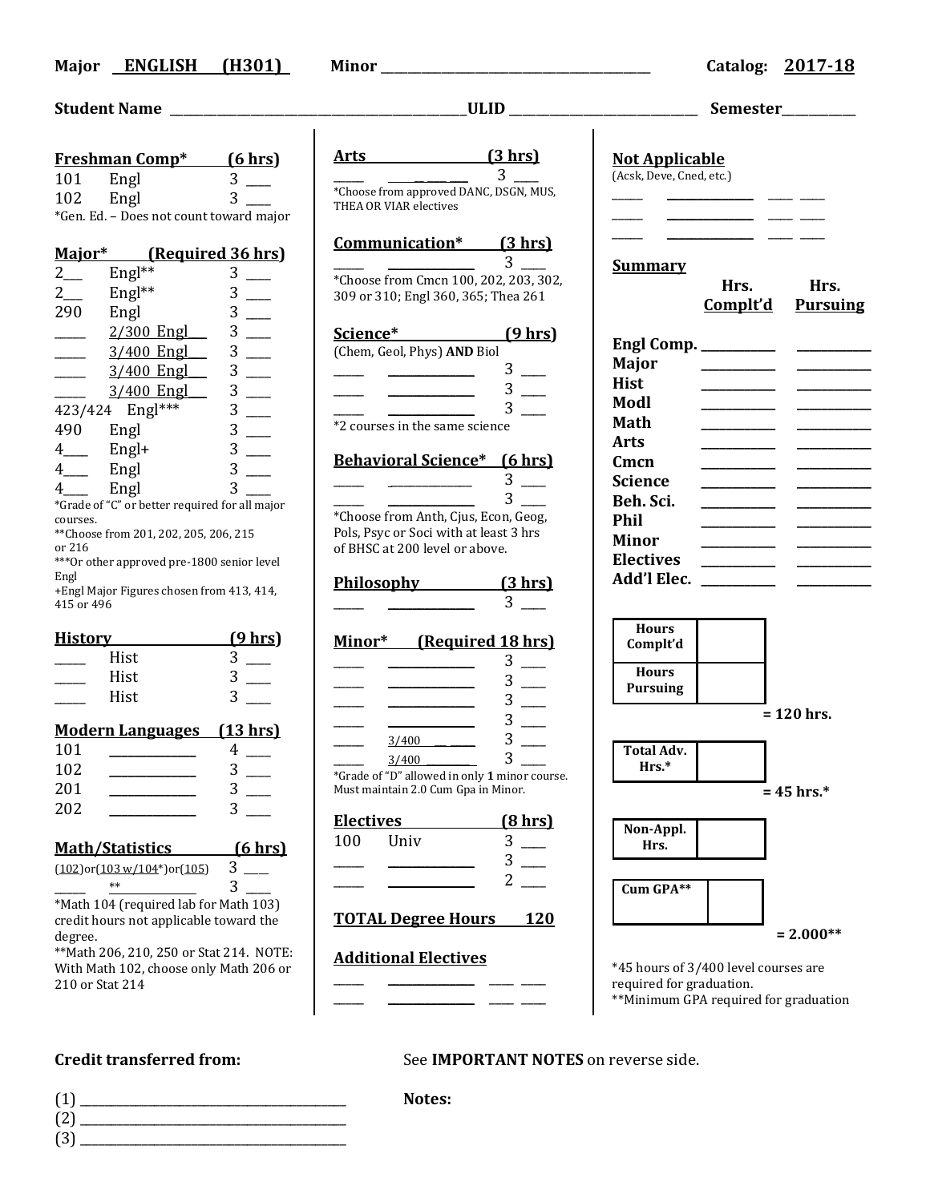**Major** ENGLISH (H301) **Minor** ____________ **Catalog:** 2017-18

**Student Name** ____________ **ULID** ____________ **Semester** ________

### Freshman Comp* (6 hrs)

| | | | |
|---|---|---|---|
| 101 | Engl | 3 | ___ |
| 102 | Engl | 3 | ___ |

*Gen. Ed. – Does not count toward major

### Major* (Required 36 hrs)

| | | | |
|---|---|---|---|
| 2___ | Engl** | 3 | ___ |
| 2___ | Engl** | 3 | ___ |
| 290 | Engl | 3 | ___ |
| ____ | 2/300 Engl___ | 3 | ___ |
| ____ | 3/400 Engl___ | 3 | ___ |
| ____ | 3/400 Engl___ | 3 | ___ |
| ____ | 3/400 Engl___ | 3 | ___ |
| 423/424 | Engl*** | 3 | ___ |
| 490 | Engl | 3 | ___ |
| 4___ | Engl+ | 3 | ___ |
| 4___ | Engl | 3 | ___ |
| 4___ | Engl | 3 | ___ |

*Grade of "C" or better required for all major courses.
**Choose from 201, 202, 205, 206, 215 or 216
***Or other approved pre-1800 senior level Engl
+Engl Major Figures chosen from 413, 414, 415 or 496

### History (9 hrs)

| | | | |
|---|---|---|---|
| ____ | Hist | 3 | ___ |
| ____ | Hist | 3 | ___ |
| ____ | Hist | 3 | ___ |

### Modern Languages (13 hrs)

| | | | |
|---|---|---|---|
| 101 | ________ | 4 | ___ |
| 102 | ________ | 3 | ___ |
| 201 | ________ | 3 | ___ |
| 202 | ________ | 3 | ___ |

### Math/Statistics (6 hrs)

| | | |
|---|---|---|
| (102)or(103 w/104*)or(105) | 3 | ___ |
| ____ ** | 3 | ___ |

*Math 104 (required lab for Math 103) credit hours not applicable toward the degree.
**Math 206, 210, 250 or Stat 214. NOTE: With Math 102, choose only Math 206 or 210 or Stat 214

### Arts (3 hrs)

| | | | |
|---|---|---|---|
| ____ | ________ | 3 | ___ |

*Choose from approved DANC, DSGN, MUS, THEA OR VIAR electives

### Communication* (3 hrs)

| | | | |
|---|---|---|---|
| ____ | ________ | 3 | ___ |

*Choose from Cmcn 100, 202, 203, 302, 309 or 310; Engl 360, 365; Thea 261

### Science* (9 hrs)

(Chem, Geol, Phys) **AND** Biol

| | | | |
|---|---|---|---|
| ____ | ________ | 3 | ___ |
| ____ | ________ | 3 | ___ |
| ____ | ________ | 3 | ___ |

*2 courses in the same science

### Behavioral Science* (6 hrs)

| | | | |
|---|---|---|---|
| ____ | ________ | 3 | ___ |
| ____ | ________ | 3 | ___ |

*Choose from Anth, Cjus, Econ, Geog, Pols, Psyc or Soci with at least 3 hrs of BHSC at 200 level or above.

### Philosophy (3 hrs)

| | | | |
|---|---|---|---|
| ____ | ________ | 3 | ___ |

### Minor* (Required 18 hrs)

| | | | |
|---|---|---|---|
| ____ | ________ | 3 | ___ |
| ____ | ________ | 3 | ___ |
| ____ | ________ | 3 | ___ |
| ____ | ________ | 3 | ___ |
| ____ | 3/400 ____ | 3 | ___ |
| ____ | 3/400 ____ | 3 | ___ |

*Grade of "D" allowed in only **1** minor course. Must maintain 2.0 Cum Gpa in Minor.

### Electives (8 hrs)

| | | | |
|---|---|---|---|
| 100 | Univ | 3 | ___ |
| ____ | ________ | 3 | ___ |
| ____ | ________ | 2 | ___ |

**TOTAL Degree Hours 120**

### Additional Electives

| | | | |
|---|---|---|---|
| ____ | ________ | ____ | ____ |
| ____ | ________ | ____ | ____ |

### Not Applicable

(Acsk, Deve, Cned, etc.)

| | | | |
|---|---|---|---|
| ____ | ________ | ____ | ____ |
| ____ | ________ | ____ | ____ |
| ____ | ________ | ____ | ____ |

### Summary

| | Hrs. Complt'd | Hrs. Pursuing |
|---|---|---|
| **Engl Comp.** | | |
| **Major** | | |
| **Hist** | | |
| **Modl** | | |
| **Math** | | |
| **Arts** | | |
| **Cmcn** | | |
| **Science** | | |
| **Beh. Sci.** | | |
| **Phil** | | |
| **Minor** | | |
| **Electives** | | |
| **Add'l Elec.** | | |

| | |
|---|---|
| **Hours Complt'd** | |
| **Hours Pursuing** | |

**= 120 hrs.**

| | |
|---|---|
| **Total Adv. Hrs.*** | |

**= 45 hrs.***

| | |
|---|---|
| **Non-Appl. Hrs.** | |

| | |
|---|---|
| **Cum GPA**** | |

**= 2.000****

*45 hours of 3/400 level courses are required for graduation.
**Minimum GPA required for graduation

**Credit transferred from:**

(1) ____________
(2) ____________
(3) ____________

See **IMPORTANT NOTES** on reverse side.

**Notes:**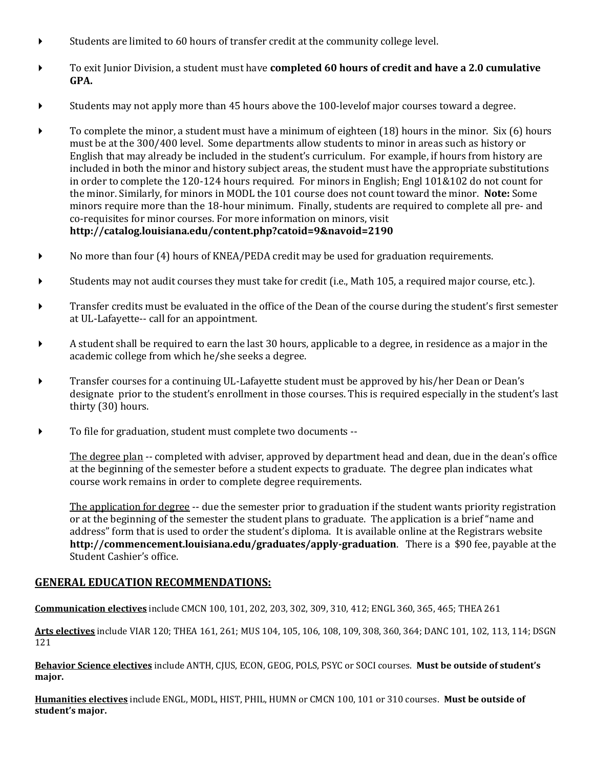- Students are limited to 60 hours of transfer credit at the community college level.
- To exit Junior Division, a student must have **completed 60 hours of credit and have a 2.0 cumulative GPA.**
- Students may not apply more than 45 hours above the 100-levelof major courses toward a degree.
- To complete the minor, a student must have a minimum of eighteen (18) hours in the minor. Six (6) hours must be at the 300/400 level. Some departments allow students to minor in areas such as history or English that may already be included in the student's curriculum. For example, if hours from history are included in both the minor and history subject areas, the student must have the appropriate substitutions in order to complete the 120-124 hours required. For minors in English; Engl 101&102 do not count for the minor. Similarly, for minors in MODL the 101 course does not count toward the minor. **Note:** Some minors require more than the 18-hour minimum. Finally, students are required to complete all pre- and co-requisites for minor courses. For more information on minors, visit **http://catalog.louisiana.edu/content.php?catoid=9&navoid=2190**
- No more than four (4) hours of KNEA/PEDA credit may be used for graduation requirements.
- Students may not audit courses they must take for credit (i.e., Math 105, a required major course, etc.).
- Transfer credits must be evaluated in the office of the Dean of the course during the student's first semester at UL-Lafayette-- call for an appointment.
- A student shall be required to earn the last 30 hours, applicable to a degree, in residence as a major in the academic college from which he/she seeks a degree.
- Transfer courses for a continuing UL-Lafayette student must be approved by his/her Dean or Dean's designate prior to the student's enrollment in those courses. This is required especially in the student's last thirty (30) hours.
- To file for graduation, student must complete two documents --

  <u>The degree plan</u> -- completed with adviser, approved by department head and dean, due in the dean's office at the beginning of the semester before a student expects to graduate. The degree plan indicates what course work remains in order to complete degree requirements.

  <u>The application for degree</u> -- due the semester prior to graduation if the student wants priority registration or at the beginning of the semester the student plans to graduate. The application is a brief "name and address" form that is used to order the student's diploma. It is available online at the Registrars website **http://commencement.louisiana.edu/graduates/apply-graduation**. There is a $90 fee, payable at the Student Cashier's office.

## GENERAL EDUCATION RECOMMENDATIONS:

**Communication electives** include CMCN 100, 101, 202, 203, 302, 309, 310, 412; ENGL 360, 365, 465; THEA 261

**Arts electives** include VIAR 120; THEA 161, 261; MUS 104, 105, 106, 108, 109, 308, 360, 364; DANC 101, 102, 113, 114; DSGN 121

**Behavior Science electives** include ANTH, CJUS, ECON, GEOG, POLS, PSYC or SOCI courses. **Must be outside of student's major.**

**Humanities electives** include ENGL, MODL, HIST, PHIL, HUMN or CMCN 100, 101 or 310 courses. **Must be outside of student's major.**